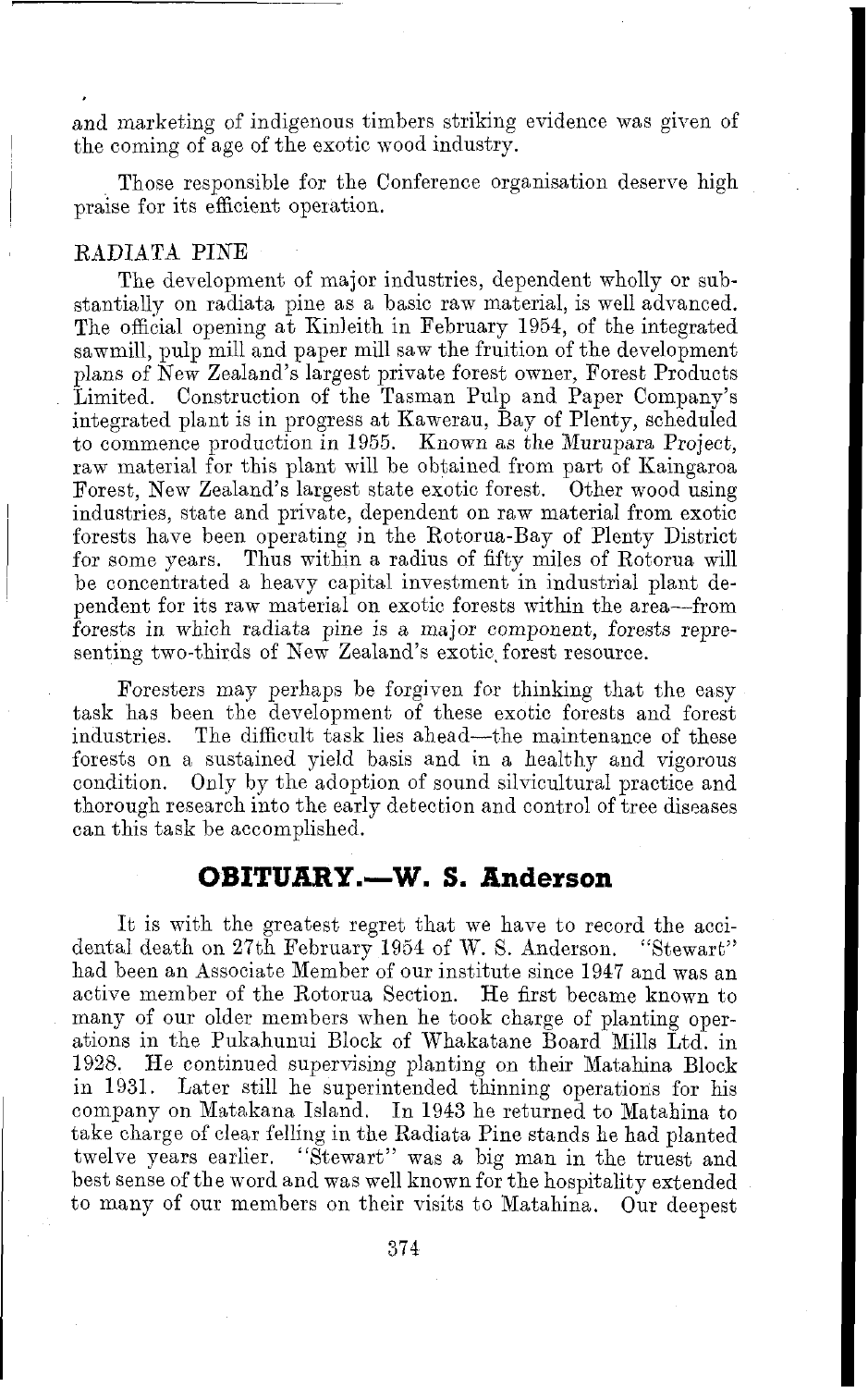and marketing of indigenous timbers striking evidence was given of the coming of age of the exotic wood industry.

Those responsible for the Conference organisation deserve high praise for its efficient operation.

RADIATA PINE

The development of major industries, dependent wholly or substantially on radiata pine as a basic raw material, is well advanced. The official opening at Kinleith in February 1954, of the integrated sawmill, pulp mill and paper mill saw the fruition of the development plans of New Zealand's largest private forest owner, Forest Products Limited. Construction of the Tasman Pulp and Paper Company's integrated plant is in progress at Kawerau, Bay of Plenty, scheduled to commence production in 1955. Known as the Murupara Project, raw material for this plant will be obtained from part of Kaingaroa Forest, New Zealand's largest state exotic forest. Other wood using industries, state and private, dependent on raw material from exotic forests have been operating in the Rotorua-Bay of Plenty District for some years. Thus within a radius of fifty miles of Rotorua will be concentrated a heavy capital investment in industrial plant dependent for its raw material on exotic forests within the area—from forests in which radiata pine is a major component, forests representing two-thirds of New Zealand's exotic forest resource.

Foresters may perhaps be forgiven for thinking that the easy task has been the development of these exotic forests and forest industries. The difficult task lies ahead—the maintenance of these forests on a sustained yield basis and in a healthy and vigorous condition. Only by the adoption of sound silvicultural practice and thorough research into the early detection and control of tree diseases can this task be accomplished.

## OBITUARY.—W. S. Anderson

It is with the greatest regret that we have to record the accidental death on 27th February 1954 of W. S. Anderson. "Stewart" had been an Associate Member of our institute since 1947 and was an active member of the Rotorua Section. He first became known to many of our older members when he took charge of planting operations in the Pukahunui Block of Whakatane Board Mills Ltd. in 1928. He continued supervising planting on their Matahina Block in 1931. Later still he superintended thinning operations for his company on Matakana Island. In 1943 he returned to Matahina to take charge of clear felling in the Radiata Pine stands he had planted twelve years earlier. "Stewart" was a big man in the truest and best sense of the word and was well known for the hospitality extended to many of our members on their visits to Matahina. Our deepest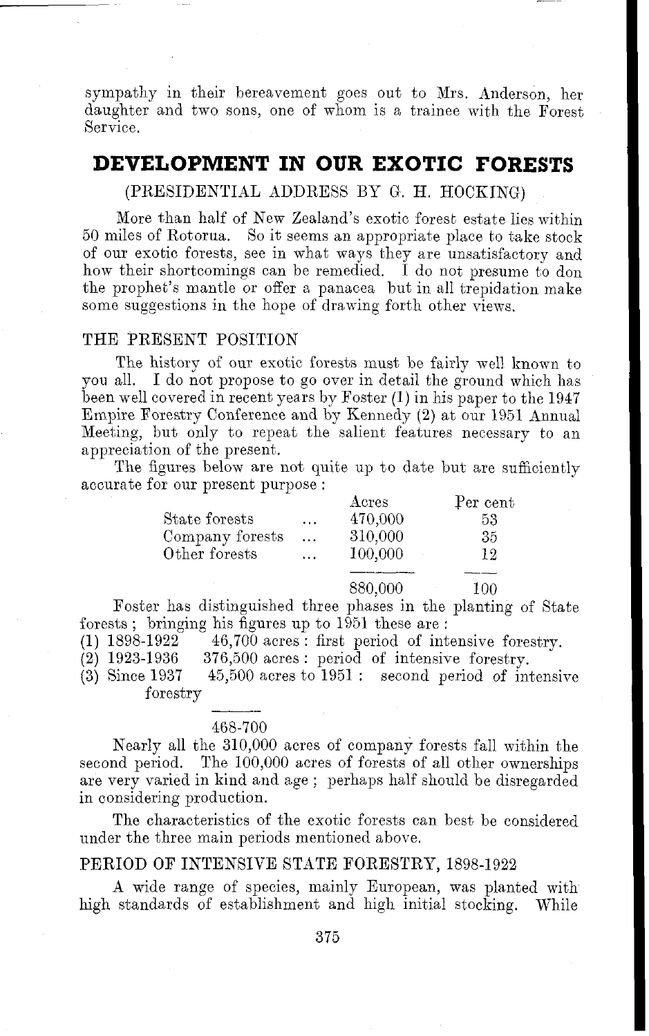sympathy in their bereavement goes out to Mrs. Anderson, her daughter and two sons, one of whom is a trainee with the Forest Service.

# DEVELOPMENT IN OUR EXOTIC FORESTS

(PRESIDENTIAL ADDRESS BY G. H. HOCKING)

More than half of New Zealand's exotic forest estate lies within 50 miles of Rotorua. So it seems an appropriate place to take stock of our exotic forests, see in what ways they are unsatisfactory and how their shortcomings can be remedied. I do not presume to don the prophet's mantle or offer a panacea but in all trepidation make some suggestions in the hope of drawing forth other views.

## THE PRESENT POSITION

The history of our exotic forests must be fairly well known to you all. I do not propose to go over in detail the ground which has been well covered in recent years by Foster (1) in his paper to the 1947 Empire Forestry Conference and by Kennedy (2) at our 1951 Annual Meeting, but only to repeat the salient features necessary to an appreciation of the present.

The figures below are not quite up to date but are sufficiently accurate for our present purpose :

| | Acres | Per cent |
|---|---|---|
| State forests ... | 470,000 | 53 |
| Company forests ... | 310,000 | 35 |
| Other forests ... | 100,000 | 12 |
| | 880,000 | 100 |

Foster has distinguished three phases in the planting of State forests ; bringing his figures up to 1951 these are :

(1) 1898-1922 46,700 acres : first period of intensive forestry.
(2) 1923-1936 376,500 acres : period of intensive forestry.
(3) Since 1937 45,500 acres to 1951 : second period of intensive forestry

468-700

Nearly all the 310,000 acres of company forests fall within the second period. The 100,000 acres of forests of all other ownerships are very varied in kind and age ; perhaps half should be disregarded in considering production.

The characteristics of the exotic forests can best be considered under the three main periods mentioned above.

## PERIOD OF INTENSIVE STATE FORESTRY, 1898-1922

A wide range of species, mainly European, was planted with high standards of establishment and high initial stocking. While